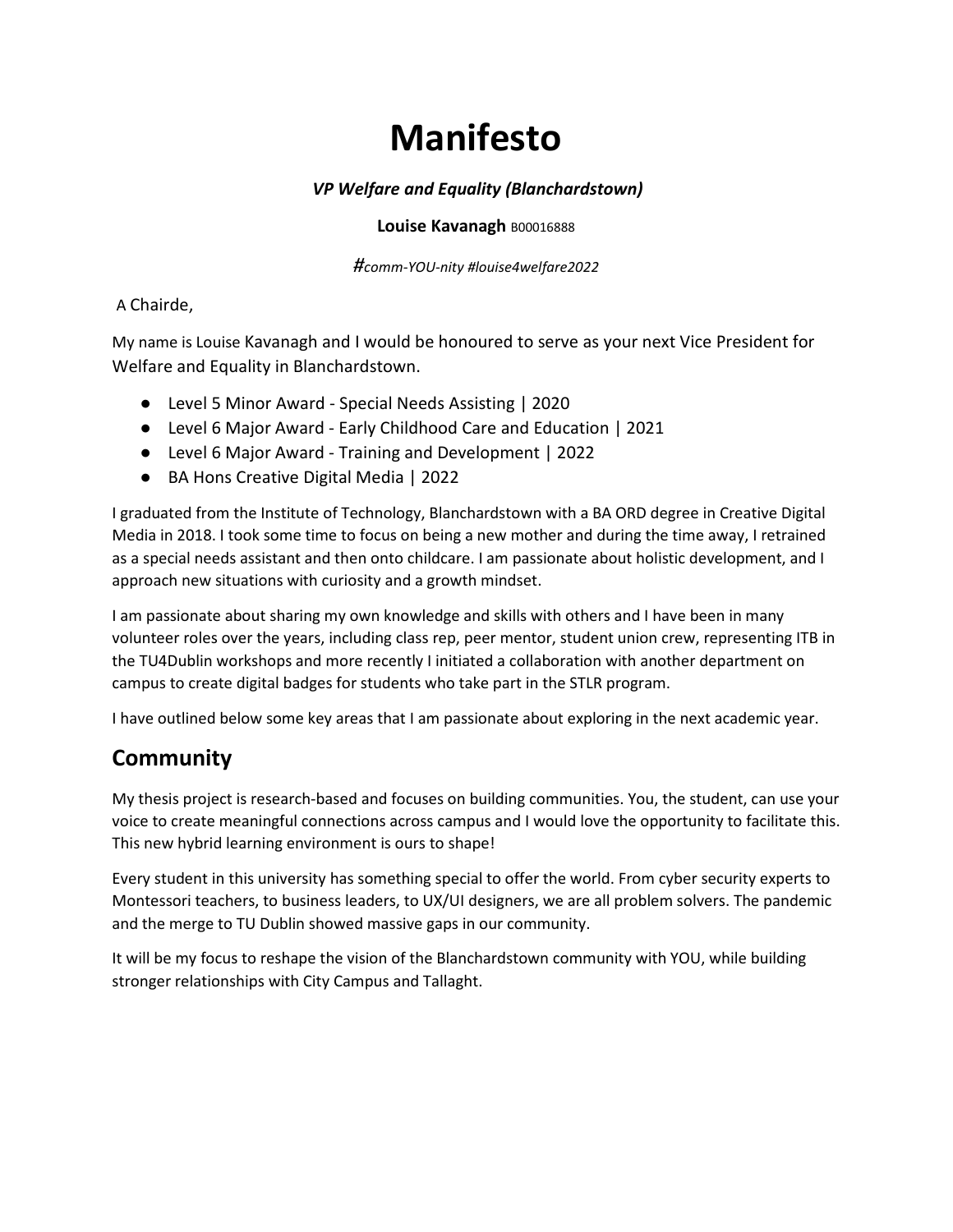# Manifesto

***VP Welfare and Equality (Blanchardstown)***

**Louise Kavanagh** B00016888

*#comm-YOU-nity #louise4welfare2022*

A Chairde,

My name is Louise Kavanagh and I would be honoured to serve as your next Vice President for Welfare and Equality in Blanchardstown.

- Level 5 Minor Award - Special Needs Assisting | 2020
- Level 6 Major Award - Early Childhood Care and Education | 2021
- Level 6 Major Award - Training and Development | 2022
- BA Hons Creative Digital Media | 2022

I graduated from the Institute of Technology, Blanchardstown with a BA ORD degree in Creative Digital Media in 2018. I took some time to focus on being a new mother and during the time away, I retrained as a special needs assistant and then onto childcare. I am passionate about holistic development, and I approach new situations with curiosity and a growth mindset.

I am passionate about sharing my own knowledge and skills with others and I have been in many volunteer roles over the years, including class rep, peer mentor, student union crew, representing ITB in the TU4Dublin workshops and more recently I initiated a collaboration with another department on campus to create digital badges for students who take part in the STLR program.

I have outlined below some key areas that I am passionate about exploring in the next academic year.

## Community

My thesis project is research-based and focuses on building communities. You, the student, can use your voice to create meaningful connections across campus and I would love the opportunity to facilitate this. This new hybrid learning environment is ours to shape!

Every student in this university has something special to offer the world. From cyber security experts to Montessori teachers, to business leaders, to UX/UI designers, we are all problem solvers. The pandemic and the merge to TU Dublin showed massive gaps in our community.

It will be my focus to reshape the vision of the Blanchardstown community with YOU, while building stronger relationships with City Campus and Tallaght.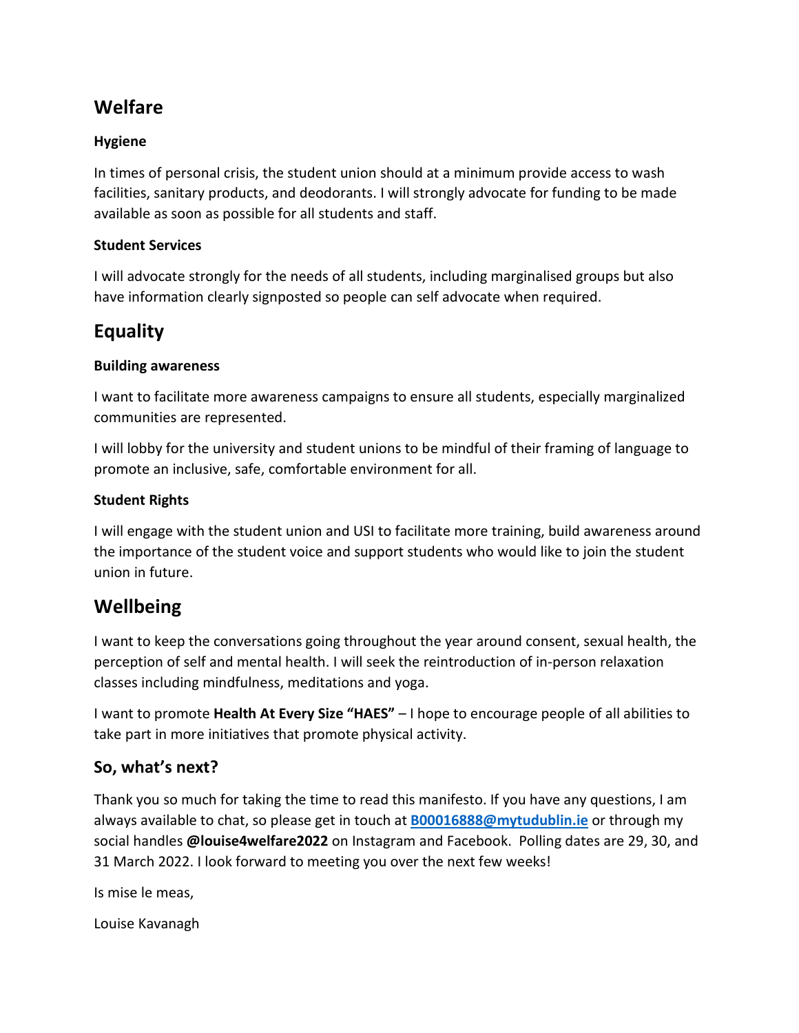## Welfare

### Hygiene

In times of personal crisis, the student union should at a minimum provide access to wash facilities, sanitary products, and deodorants. I will strongly advocate for funding to be made available as soon as possible for all students and staff.

### Student Services

I will advocate strongly for the needs of all students, including marginalised groups but also have information clearly signposted so people can self advocate when required.

## Equality

### Building awareness

I want to facilitate more awareness campaigns to ensure all students, especially marginalized communities are represented.

I will lobby for the university and student unions to be mindful of their framing of language to promote an inclusive, safe, comfortable environment for all.

### Student Rights

I will engage with the student union and USI to facilitate more training, build awareness around the importance of the student voice and support students who would like to join the student union in future.

## Wellbeing

I want to keep the conversations going throughout the year around consent, sexual health, the perception of self and mental health. I will seek the reintroduction of in-person relaxation classes including mindfulness, meditations and yoga.

I want to promote **Health At Every Size "HAES"** – I hope to encourage people of all abilities to take part in more initiatives that promote physical activity.

### So, what's next?

Thank you so much for taking the time to read this manifesto. If you have any questions, I am always available to chat, so please get in touch at **B00016888@mytudublin.ie** or through my social handles **@louise4welfare2022** on Instagram and Facebook. Polling dates are 29, 30, and 31 March 2022. I look forward to meeting you over the next few weeks!

Is mise le meas,

Louise Kavanagh